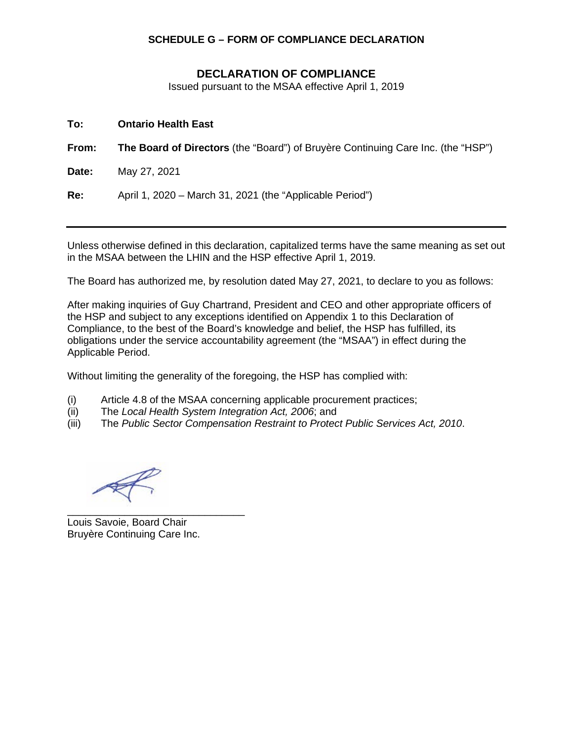**SCHEDULE G – FORM OF COMPLIANCE DECLARATION**

# DECLARATION OF COMPLIANCE

Issued pursuant to the MSAA effective April 1, 2019

**To:** **Ontario Health East**

**From:** **The Board of Directors** (the "Board") of Bruyère Continuing Care Inc. (the "HSP")

**Date:** May 27, 2021

**Re:** April 1, 2020 – March 31, 2021 (the "Applicable Period")

---

Unless otherwise defined in this declaration, capitalized terms have the same meaning as set out in the MSAA between the LHIN and the HSP effective April 1, 2019.

The Board has authorized me, by resolution dated May 27, 2021, to declare to you as follows:

After making inquiries of Guy Chartrand, President and CEO and other appropriate officers of the HSP and subject to any exceptions identified on Appendix 1 to this Declaration of Compliance, to the best of the Board's knowledge and belief, the HSP has fulfilled, its obligations under the service accountability agreement (the "MSAA") in effect during the Applicable Period.

Without limiting the generality of the foregoing, the HSP has complied with:

(i) Article 4.8 of the MSAA concerning applicable procurement practices;
(ii) The *Local Health System Integration Act, 2006*; and
(iii) The *Public Sector Compensation Restraint to Protect Public Services Act, 2010*.

_______________________________
Louis Savoie, Board Chair
Bruyère Continuing Care Inc.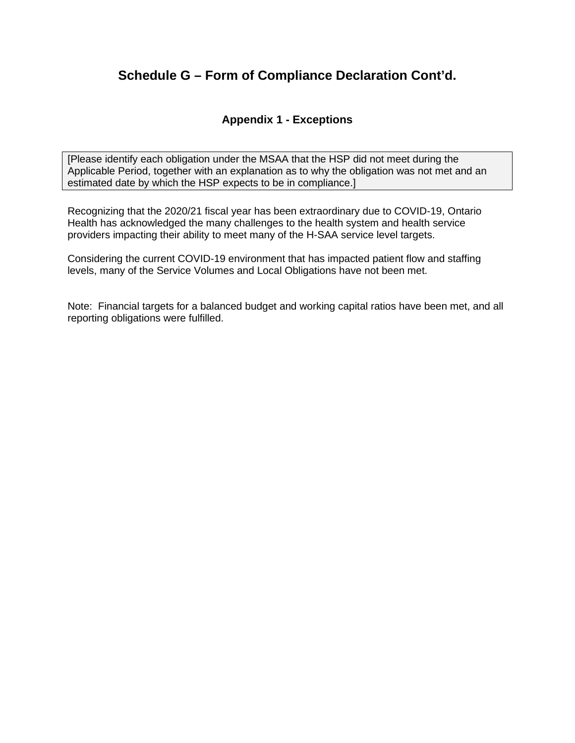# Schedule G – Form of Compliance Declaration Cont'd.

### Appendix 1 - Exceptions

| |
|---|
| [Please identify each obligation under the MSAA that the HSP did not meet during the Applicable Period, together with an explanation as to why the obligation was not met and an estimated date by which the HSP expects to be in compliance.] |

Recognizing that the 2020/21 fiscal year has been extraordinary due to COVID-19, Ontario Health has acknowledged the many challenges to the health system and health service providers impacting their ability to meet many of the H-SAA service level targets.

Considering the current COVID-19 environment that has impacted patient flow and staffing levels, many of the Service Volumes and Local Obligations have not been met.

Note: Financial targets for a balanced budget and working capital ratios have been met, and all reporting obligations were fulfilled.